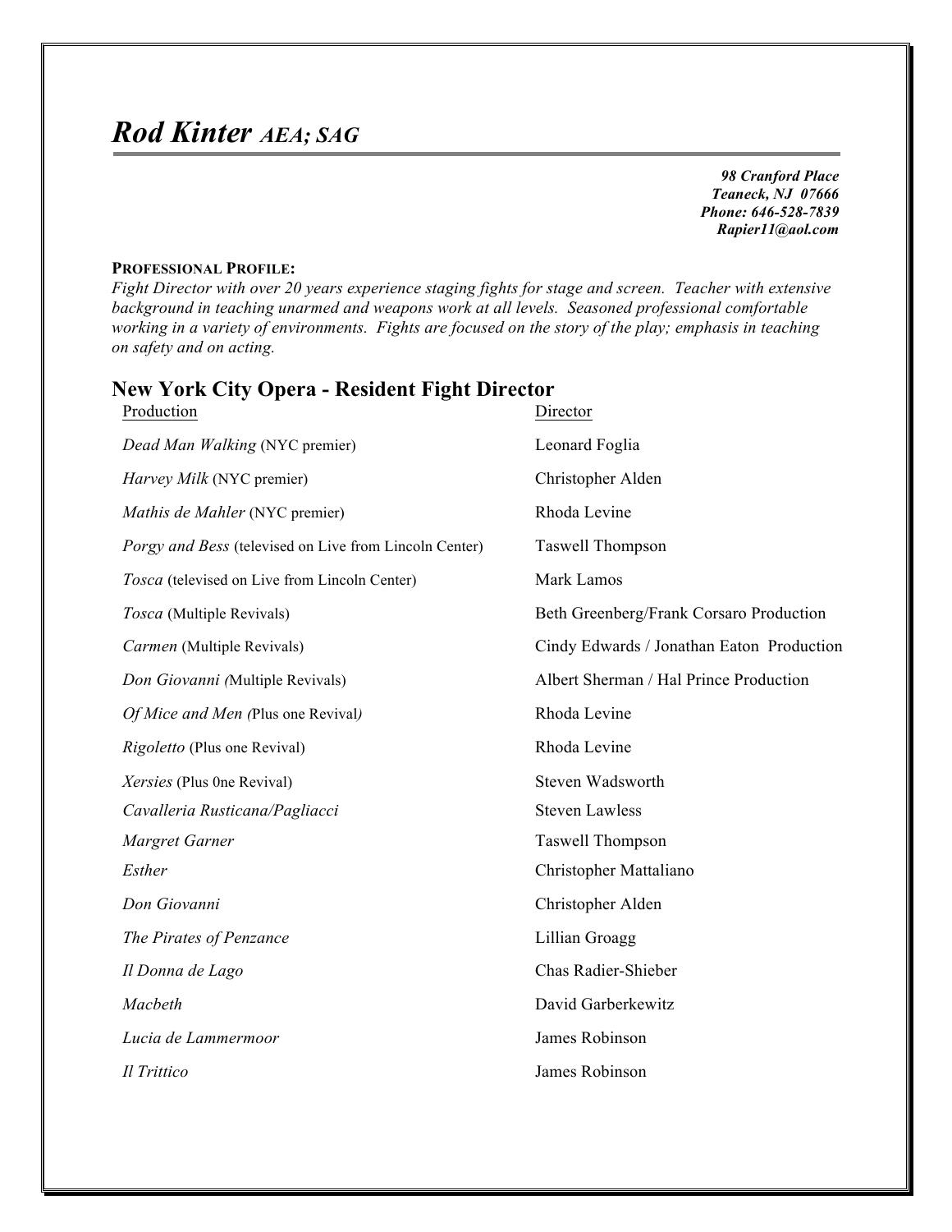# *Rod Kinter AEA; SAG*

***98 Cranford Place***
***Teaneck, NJ 07666***
***Phone: 646-528-7839***
***Rapier11@aol.com***

**PROFESSIONAL PROFILE:**

*Fight Director with over 20 years experience staging fights for stage and screen. Teacher with extensive background in teaching unarmed and weapons work at all levels. Seasoned professional comfortable working in a variety of environments. Fights are focused on the story of the play; emphasis in teaching on safety and on acting.*

## New York City Opera - Resident Fight Director

| Production | Director |
|---|---|
| *Dead Man Walking* (NYC premier) | Leonard Foglia |
| *Harvey Milk* (NYC premier) | Christopher Alden |
| *Mathis de Mahler* (NYC premier) | Rhoda Levine |
| *Porgy and Bess* (televised on Live from Lincoln Center) | Taswell Thompson |
| *Tosca* (televised on Live from Lincoln Center) | Mark Lamos |
| *Tosca* (Multiple Revivals) | Beth Greenberg/Frank Corsaro Production |
| *Carmen* (Multiple Revivals) | Cindy Edwards / Jonathan Eaton Production |
| *Don Giovanni (*Multiple Revivals) | Albert Sherman / Hal Prince Production |
| *Of Mice and Men (*Plus one Revival*)* | Rhoda Levine |
| *Rigoletto* (Plus one Revival) | Rhoda Levine |
| *Xersies* (Plus 0ne Revival) | Steven Wadsworth |
| *Cavalleria Rusticana/Pagliacci* | Steven Lawless |
| *Margret Garner* | Taswell Thompson |
| *Esther* | Christopher Mattaliano |
| *Don Giovanni* | Christopher Alden |
| *The Pirates of Penzance* | Lillian Groagg |
| *Il Donna de Lago* | Chas Radier-Shieber |
| *Macbeth* | David Garberkewitz |
| *Lucia de Lammermoor* | James Robinson |
| *Il Trittico* | James Robinson |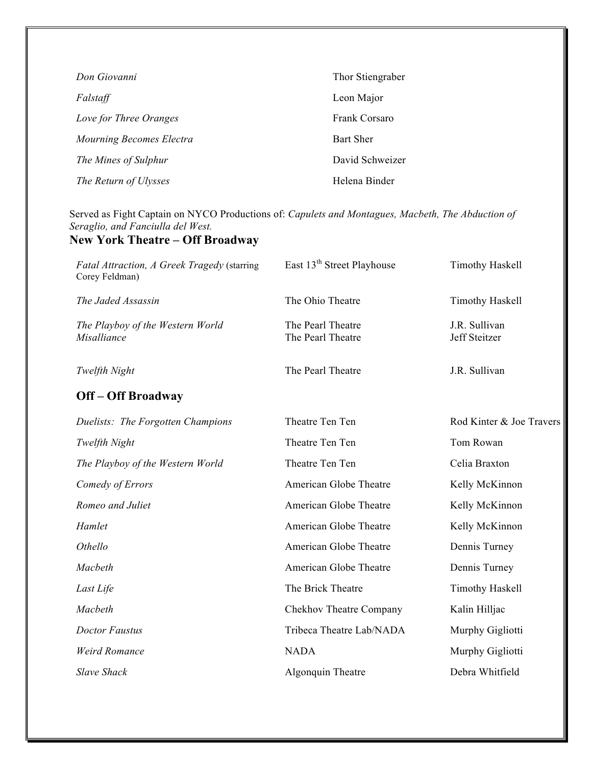| | |
|---|---|
| *Don Giovanni* | Thor Stiengraber |
| *Falstaff* | Leon Major |
| *Love for Three Oranges* | Frank Corsaro |
| *Mourning Becomes Electra* | Bart Sher |
| *The Mines of Sulphur* | David Schweizer |
| *The Return of Ulysses* | Helena Binder |

Served as Fight Captain on NYCO Productions of: *Capulets and Montagues, Macbeth, The Abduction of Seraglio, and Fanciulla del West.*

## New York Theatre – Off Broadway

| | | |
|---|---|---|
| *Fatal Attraction, A Greek Tragedy* (starring Corey Feldman) | East 13th Street Playhouse | Timothy Haskell |
| *The Jaded Assassin* | The Ohio Theatre | Timothy Haskell |
| *The Playboy of the Western World* | The Pearl Theatre | J.R. Sullivan |
| *Misalliance* | The Pearl Theatre | Jeff Steitzer |
| *Twelfth Night* | The Pearl Theatre | J.R. Sullivan |

## Off – Off Broadway

| | | |
|---|---|---|
| *Duelists: The Forgotten Champions* | Theatre Ten Ten | Rod Kinter & Joe Travers |
| *Twelfth Night* | Theatre Ten Ten | Tom Rowan |
| *The Playboy of the Western World* | Theatre Ten Ten | Celia Braxton |
| *Comedy of Errors* | American Globe Theatre | Kelly McKinnon |
| *Romeo and Juliet* | American Globe Theatre | Kelly McKinnon |
| *Hamlet* | American Globe Theatre | Kelly McKinnon |
| *Othello* | American Globe Theatre | Dennis Turney |
| *Macbeth* | American Globe Theatre | Dennis Turney |
| *Last Life* | The Brick Theatre | Timothy Haskell |
| *Macbeth* | Chekhov Theatre Company | Kalin Hilljac |
| *Doctor Faustus* | Tribeca Theatre Lab/NADA | Murphy Gigliotti |
| *Weird Romance* | NADA | Murphy Gigliotti |
| *Slave Shack* | Algonquin Theatre | Debra Whitfield |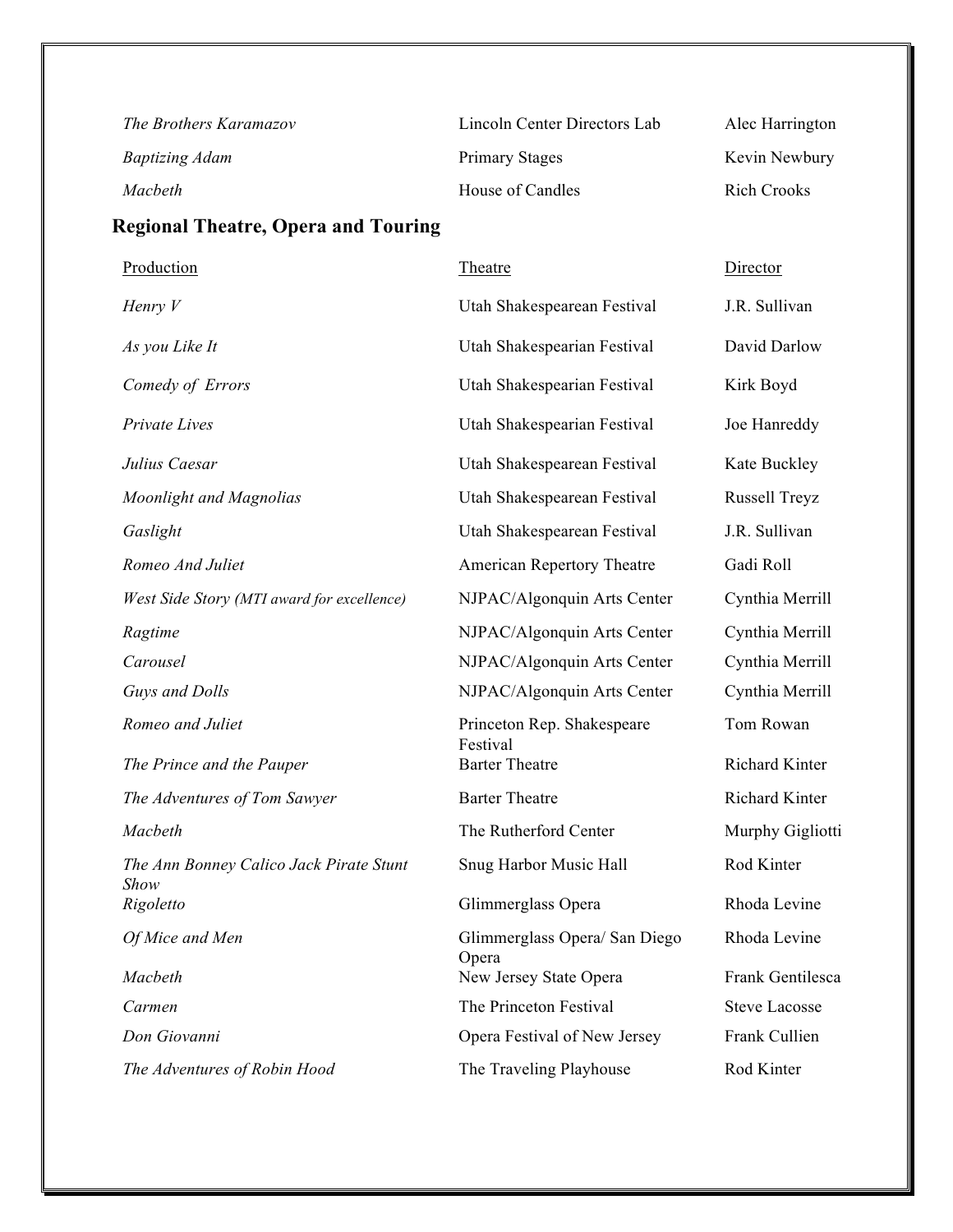| | | |
|---|---|---|
| *The Brothers Karamazov* | Lincoln Center Directors Lab | Alec Harrington |
| *Baptizing Adam* | Primary Stages | Kevin Newbury |
| *Macbeth* | House of Candles | Rich Crooks |

## Regional Theatre, Opera and Touring

| Production | Theatre | Director |
|---|---|---|
| *Henry V* | Utah Shakespearean Festival | J.R. Sullivan |
| *As you Like It* | Utah Shakespearian Festival | David Darlow |
| *Comedy of Errors* | Utah Shakespearian Festival | Kirk Boyd |
| *Private Lives* | Utah Shakespearian Festival | Joe Hanreddy |
| *Julius Caesar* | Utah Shakespearean Festival | Kate Buckley |
| *Moonlight and Magnolias* | Utah Shakespearean Festival | Russell Treyz |
| *Gaslight* | Utah Shakespearean Festival | J.R. Sullivan |
| *Romeo And Juliet* | American Repertory Theatre | Gadi Roll |
| *West Side Story (MTI award for excellence)* | NJPAC/Algonquin Arts Center | Cynthia Merrill |
| *Ragtime* | NJPAC/Algonquin Arts Center | Cynthia Merrill |
| *Carousel* | NJPAC/Algonquin Arts Center | Cynthia Merrill |
| *Guys and Dolls* | NJPAC/Algonquin Arts Center | Cynthia Merrill |
| *Romeo and Juliet* | Princeton Rep. Shakespeare Festival | Tom Rowan |
| *The Prince and the Pauper* | Barter Theatre | Richard Kinter |
| *The Adventures of Tom Sawyer* | Barter Theatre | Richard Kinter |
| *Macbeth* | The Rutherford Center | Murphy Gigliotti |
| *The Ann Bonney Calico Jack Pirate Stunt Show* | Snug Harbor Music Hall | Rod Kinter |
| *Rigoletto* | Glimmerglass Opera | Rhoda Levine |
| *Of Mice and Men* | Glimmerglass Opera/ San Diego Opera | Rhoda Levine |
| *Macbeth* | New Jersey State Opera | Frank Gentilesca |
| *Carmen* | The Princeton Festival | Steve Lacosse |
| *Don Giovanni* | Opera Festival of New Jersey | Frank Cullien |
| *The Adventures of Robin Hood* | The Traveling Playhouse | Rod Kinter |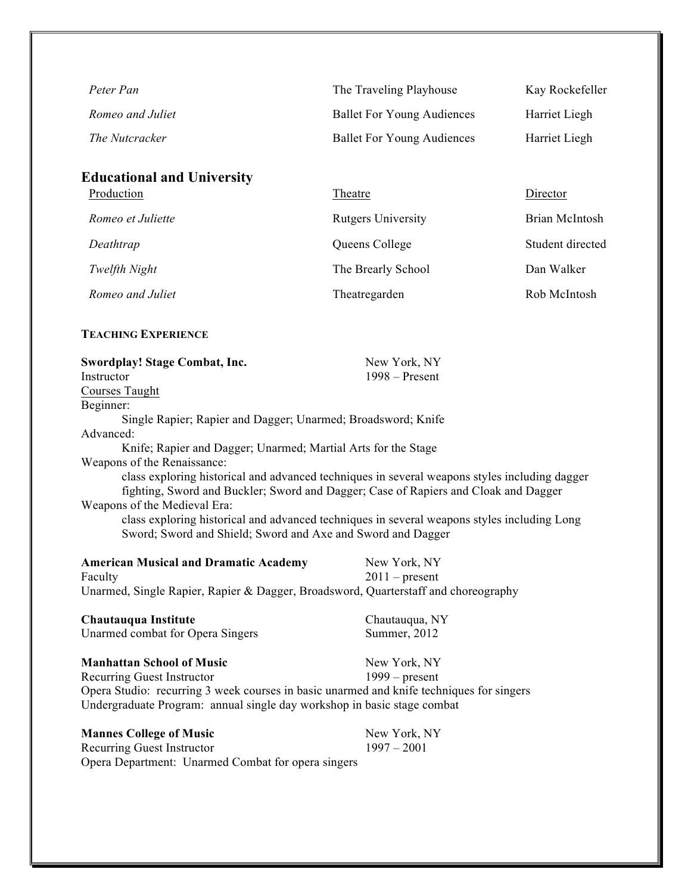| | | |
|---|---|---|
| *Peter Pan* | The Traveling Playhouse | Kay Rockefeller |
| *Romeo and Juliet* | Ballet For Young Audiences | Harriet Liegh |
| *The Nutcracker* | Ballet For Young Audiences | Harriet Liegh |

## Educational and University

| Production | Theatre | Director |
|---|---|---|
| *Romeo et Juliette* | Rutgers University | Brian McIntosh |
| *Deathtrap* | Queens College | Student directed |
| *Twelfth Night* | The Brearly School | Dan Walker |
| *Romeo and Juliet* | Theatregarden | Rob McIntosh |

### TEACHING EXPERIENCE

**Swordplay! Stage Combat, Inc.** — New York, NY
Instructor — 1998 – Present

Courses Taught

Beginner:
- Single Rapier; Rapier and Dagger; Unarmed; Broadsword; Knife

Advanced:
- Knife; Rapier and Dagger; Unarmed; Martial Arts for the Stage

Weapons of the Renaissance:
- class exploring historical and advanced techniques in several weapons styles including dagger fighting, Sword and Buckler; Sword and Dagger; Case of Rapiers and Cloak and Dagger

Weapons of the Medieval Era:
- class exploring historical and advanced techniques in several weapons styles including Long Sword; Sword and Shield; Sword and Axe and Sword and Dagger

**American Musical and Dramatic Academy** — New York, NY
Faculty — 2011 – present
Unarmed, Single Rapier, Rapier & Dagger, Broadsword, Quarterstaff and choreography

**Chautauqua Institute** — Chautauqua, NY
Unarmed combat for Opera Singers — Summer, 2012

**Manhattan School of Music** — New York, NY
Recurring Guest Instructor — 1999 – present
Opera Studio: recurring 3 week courses in basic unarmed and knife techniques for singers
Undergraduate Program: annual single day workshop in basic stage combat

**Mannes College of Music** — New York, NY
Recurring Guest Instructor — 1997 – 2001
Opera Department: Unarmed Combat for opera singers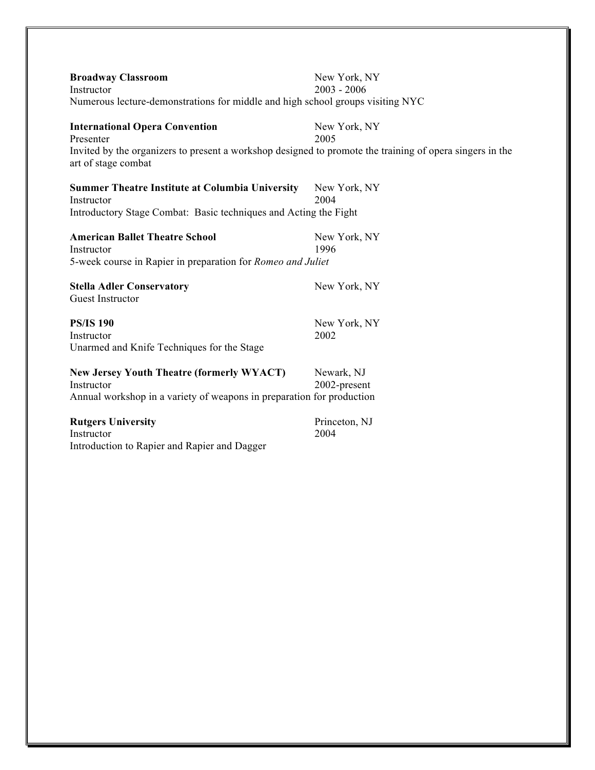**Broadway Classroom** New York, NY
Instructor 2003 - 2006
Numerous lecture-demonstrations for middle and high school groups visiting NYC

**International Opera Convention** New York, NY
Presenter 2005
Invited by the organizers to present a workshop designed to promote the training of opera singers in the art of stage combat

**Summer Theatre Institute at Columbia University** New York, NY
Instructor 2004
Introductory Stage Combat: Basic techniques and Acting the Fight

**American Ballet Theatre School** New York, NY
Instructor 1996
5-week course in Rapier in preparation for *Romeo and Juliet*

**Stella Adler Conservatory** New York, NY
Guest Instructor

**PS/IS 190** New York, NY
Instructor 2002
Unarmed and Knife Techniques for the Stage

**New Jersey Youth Theatre (formerly WYACT)** Newark, NJ
Instructor 2002-present
Annual workshop in a variety of weapons in preparation for production

**Rutgers University** Princeton, NJ
Instructor 2004
Introduction to Rapier and Rapier and Dagger